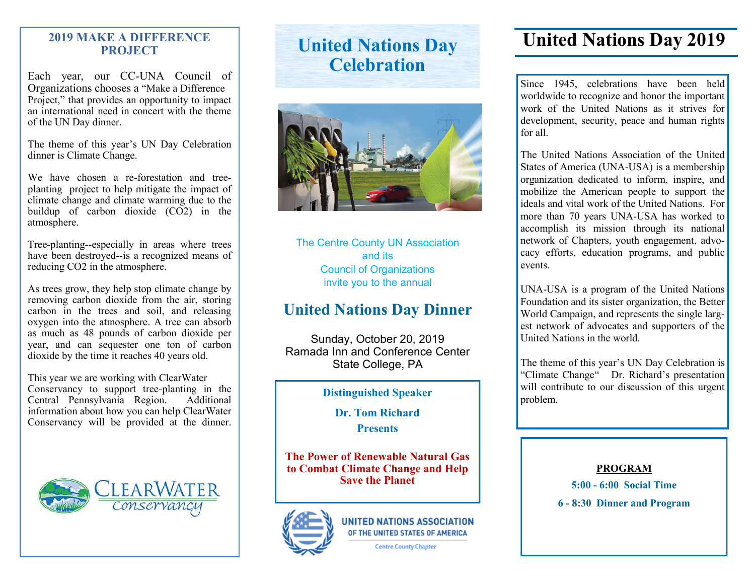## 2019 MAKE A DIFFERENCE PROJECT

Each year, our CC-UNA Council of Organizations chooses a “Make a Difference Project,” that provides an opportunity to impact an international need in concert with the theme of the UN Day dinner.

The theme of this year’s UN Day Celebration dinner is Climate Change.

We have chosen a re-forestation and tree-planting project to help mitigate the impact of climate change and climate warming due to the buildup of carbon dioxide ($CO_2$) in the atmosphere.

Tree-planting--especially in areas where trees have been destroyed--is a recognized means of reducing $CO_2$ in the atmosphere.

As trees grow, they help stop climate change by removing carbon dioxide from the air, storing carbon in the trees and soil, and releasing oxygen into the atmosphere. A tree can absorb as much as 48 pounds of carbon dioxide per year, and can sequester one ton of carbon dioxide by the time it reaches 40 years old.

This year we are working with ClearWater Conservancy to support tree-planting in the Central Pennsylvania Region. Additional information about how you can help ClearWater Conservancy will be provided at the dinner.

ClearWater Conservancy

# United Nations Day Celebration

The Centre County UN Association and its Council of Organizations invite you to the annual

## United Nations Day Dinner

Sunday, October 20, 2019
Ramada Inn and Conference Center
State College, PA

**Distinguished Speaker**

**Dr. Tom Richard**

**Presents**

**The Power of Renewable Natural Gas to Combat Climate Change and Help Save the Planet**

UNITED NATIONS ASSOCIATION OF THE UNITED STATES OF AMERICA
Centre County Chapter

# United Nations Day 2019

Since 1945, celebrations have been held worldwide to recognize and honor the important work of the United Nations as it strives for development, security, peace and human rights for all.

The United Nations Association of the United States of America (UNA-USA) is a membership organization dedicated to inform, inspire, and mobilize the American people to support the ideals and vital work of the United Nations. For more than 70 years UNA-USA has worked to accomplish its mission through its national network of Chapters, youth engagement, advocacy efforts, education programs, and public events.

UNA-USA is a program of the United Nations Foundation and its sister organization, the Better World Campaign, and represents the single largest network of advocates and supporters of the United Nations in the world.

The theme of this year’s UN Day Celebration is “Climate Change“ Dr. Richard’s presentation will contribute to our discussion of this urgent problem.

**PROGRAM**

**5:00 - 6:00 Social Time**

**6 - 8:30 Dinner and Program**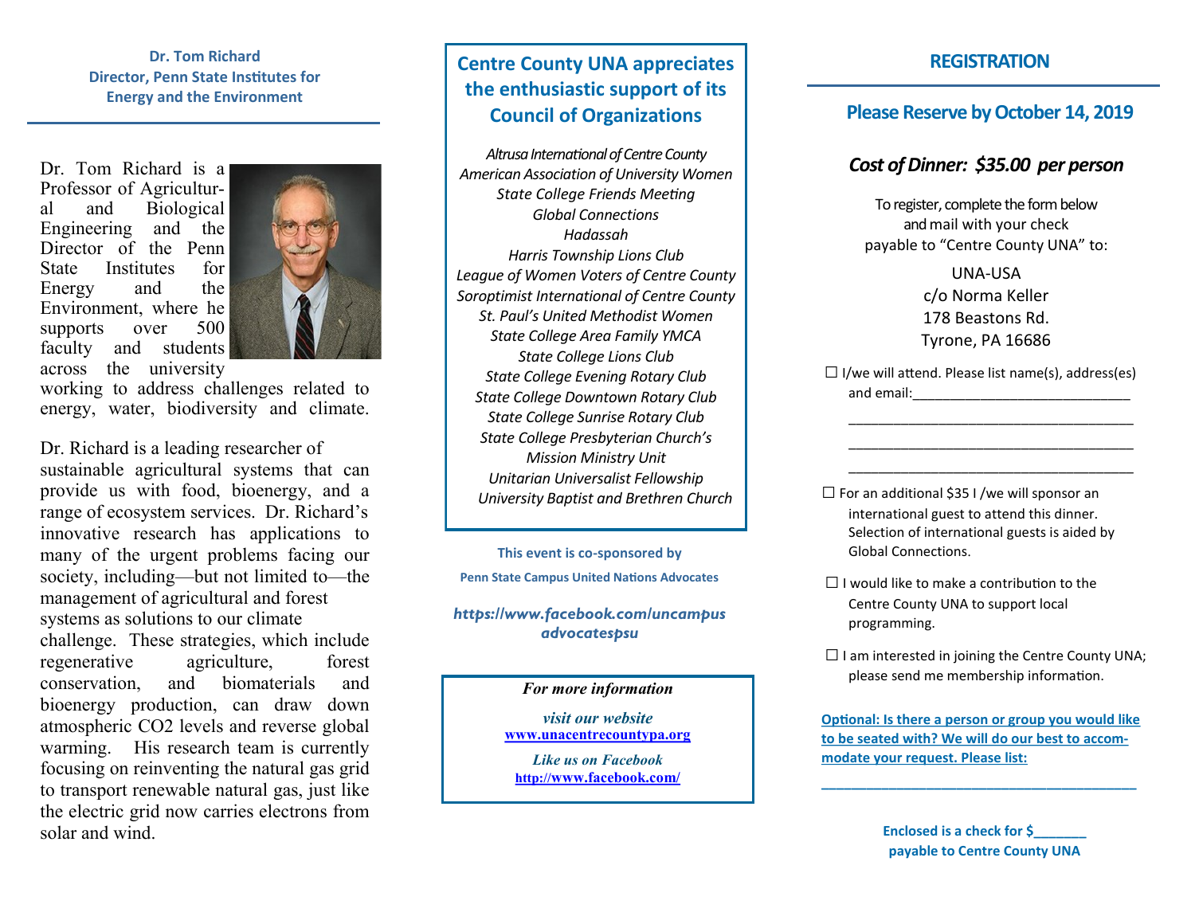**Dr. Tom Richard**
**Director, Penn State Institutes for Energy and the Environment**

Dr. Tom Richard is a Professor of Agricultural and Biological Engineering and the Director of the Penn State Institutes for Energy and the Environment, where he supports over 500 faculty and students across the university working to address challenges related to energy, water, biodiversity and climate.

Dr. Richard is a leading researcher of sustainable agricultural systems that can provide us with food, bioenergy, and a range of ecosystem services. Dr. Richard's innovative research has applications to many of the urgent problems facing our society, including—but not limited to—the management of agricultural and forest systems as solutions to our climate challenge. These strategies, which include regenerative agriculture, forest conservation, and biomaterials and bioenergy production, can draw down atmospheric CO2 levels and reverse global warming. His research team is currently focusing on reinventing the natural gas grid to transport renewable natural gas, just like the electric grid now carries electrons from solar and wind.

## Centre County UNA appreciates the enthusiastic support of its Council of Organizations

*Altrusa International of Centre County*
*American Association of University Women*
*State College Friends Meeting*
*Global Connections*
*Hadassah*
*Harris Township Lions Club*
*League of Women Voters of Centre County*
*Soroptimist International of Centre County*
*St. Paul's United Methodist Women*
*State College Area Family YMCA*
*State College Lions Club*
*State College Evening Rotary Club*
*State College Downtown Rotary Club*
*State College Sunrise Rotary Club*
*State College Presbyterian Church's Mission Ministry Unit*
*Unitarian Universalist Fellowship*
*University Baptist and Brethren Church*

**This event is co-sponsored by**

**Penn State Campus United Nations Advocates**

***https://www.facebook.com/uncampusadvocatespsu***

***For more information***

*visit our website*
**www.unacentrecountypa.org**

*Like us on Facebook*
**http://www.facebook.com/**

## REGISTRATION

### Please Reserve by October 14, 2019

***Cost of Dinner: $35.00 per person***

To register, complete the form below and mail with your check payable to "Centre County UNA" to:

UNA-USA
c/o Norma Keller
178 Beastons Rd.
Tyrone, PA 16686

☐ I/we will attend. Please list name(s), address(es) and email:_____________________________

_____________________________________

_____________________________________

_____________________________________

☐ For an additional $35 I /we will sponsor an international guest to attend this dinner. Selection of international guests is aided by Global Connections.

☐ I would like to make a contribution to the Centre County UNA to support local programming.

☐ I am interested in joining the Centre County UNA; please send me membership information.

**Optional: Is there a person or group you would like to be seated with? We will do our best to accommodate your request. Please list:**

_________________________________________

**Enclosed is a check for $_______**
**payable to Centre County UNA**